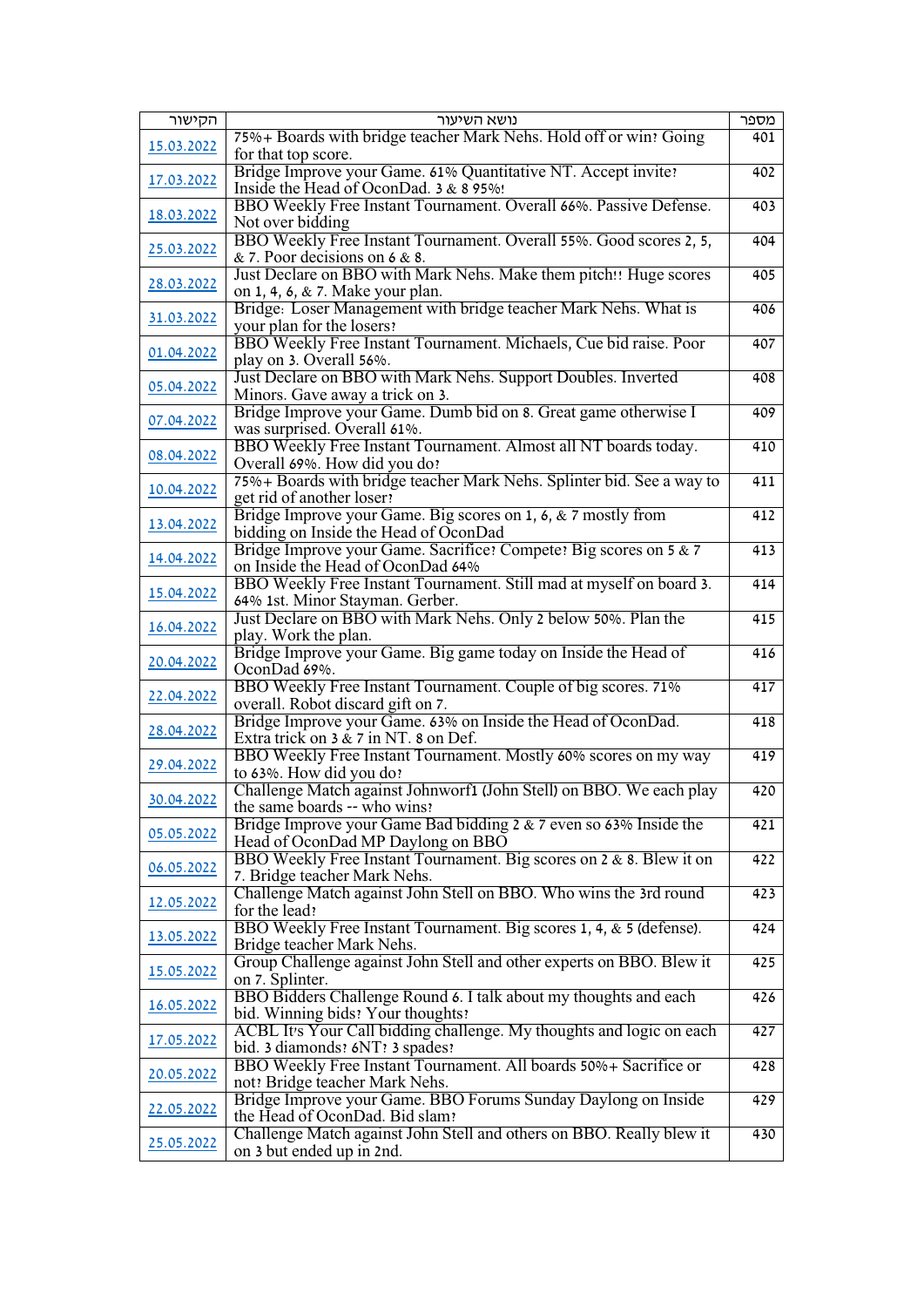| הקישור | נושא השיעור | מספר |
|---|---|---|
| 15.03.2022 | 75%+ Boards with bridge teacher Mark Nehs. Hold off or win? Going for that top score. | 401 |
| 17.03.2022 | Bridge Improve your Game. 61% Quantitative NT. Accept invite? Inside the Head of OconDad. 3 & 8 95%! | 402 |
| 18.03.2022 | BBO Weekly Free Instant Tournament. Overall 66%. Passive Defense. Not over bidding | 403 |
| 25.03.2022 | BBO Weekly Free Instant Tournament. Overall 55%. Good scores 2, 5, & 7. Poor decisions on 6 & 8. | 404 |
| 28.03.2022 | Just Declare on BBO with Mark Nehs. Make them pitch!! Huge scores on 1, 4, 6, & 7. Make your plan. | 405 |
| 31.03.2022 | Bridge: Loser Management with bridge teacher Mark Nehs. What is your plan for the losers? | 406 |
| 01.04.2022 | BBO Weekly Free Instant Tournament. Michaels, Cue bid raise. Poor play on 3. Overall 56%. | 407 |
| 05.04.2022 | Just Declare on BBO with Mark Nehs. Support Doubles. Inverted Minors. Gave away a trick on 3. | 408 |
| 07.04.2022 | Bridge Improve your Game. Dumb bid on 8. Great game otherwise I was surprised. Overall 61%. | 409 |
| 08.04.2022 | BBO Weekly Free Instant Tournament. Almost all NT boards today. Overall 69%. How did you do? | 410 |
| 10.04.2022 | 75%+ Boards with bridge teacher Mark Nehs. Splinter bid. See a way to get rid of another loser? | 411 |
| 13.04.2022 | Bridge Improve your Game. Big scores on 1, 6, & 7 mostly from bidding on Inside the Head of OconDad | 412 |
| 14.04.2022 | Bridge Improve your Game. Sacrifice? Compete? Big scores on 5 & 7 on Inside the Head of OconDad 64% | 413 |
| 15.04.2022 | BBO Weekly Free Instant Tournament. Still mad at myself on board 3. 64% 1st. Minor Stayman. Gerber. | 414 |
| 16.04.2022 | Just Declare on BBO with Mark Nehs. Only 2 below 50%. Plan the play. Work the plan. | 415 |
| 20.04.2022 | Bridge Improve your Game. Big game today on Inside the Head of OconDad 69%. | 416 |
| 22.04.2022 | BBO Weekly Free Instant Tournament. Couple of big scores. 71% overall. Robot discard gift on 7. | 417 |
| 28.04.2022 | Bridge Improve your Game. 63% on Inside the Head of OconDad. Extra trick on 3 & 7 in NT. 8 on Def. | 418 |
| 29.04.2022 | BBO Weekly Free Instant Tournament. Mostly 60% scores on my way to 63%. How did you do? | 419 |
| 30.04.2022 | Challenge Match against Johnworf1 (John Stell) on BBO. We each play the same boards -- who wins? | 420 |
| 05.05.2022 | Bridge Improve your Game Bad bidding 2 & 7 even so 63% Inside the Head of OconDad MP Daylong on BBO | 421 |
| 06.05.2022 | BBO Weekly Free Instant Tournament. Big scores on 2 & 8. Blew it on 7. Bridge teacher Mark Nehs. | 422 |
| 12.05.2022 | Challenge Match against John Stell on BBO. Who wins the 3rd round for the lead? | 423 |
| 13.05.2022 | BBO Weekly Free Instant Tournament. Big scores 1, 4, & 5 (defense). Bridge teacher Mark Nehs. | 424 |
| 15.05.2022 | Group Challenge against John Stell and other experts on BBO. Blew it on 7. Splinter. | 425 |
| 16.05.2022 | BBO Bidders Challenge Round 6. I talk about my thoughts and each bid. Winning bids? Your thoughts? | 426 |
| 17.05.2022 | ACBL It's Your Call bidding challenge. My thoughts and logic on each bid. 3 diamonds? 6NT? 3 spades? | 427 |
| 20.05.2022 | BBO Weekly Free Instant Tournament. All boards 50%+ Sacrifice or not? Bridge teacher Mark Nehs. | 428 |
| 22.05.2022 | Bridge Improve your Game. BBO Forums Sunday Daylong on Inside the Head of OconDad. Bid slam? | 429 |
| 25.05.2022 | Challenge Match against John Stell and others on BBO. Really blew it on 3 but ended up in 2nd. | 430 |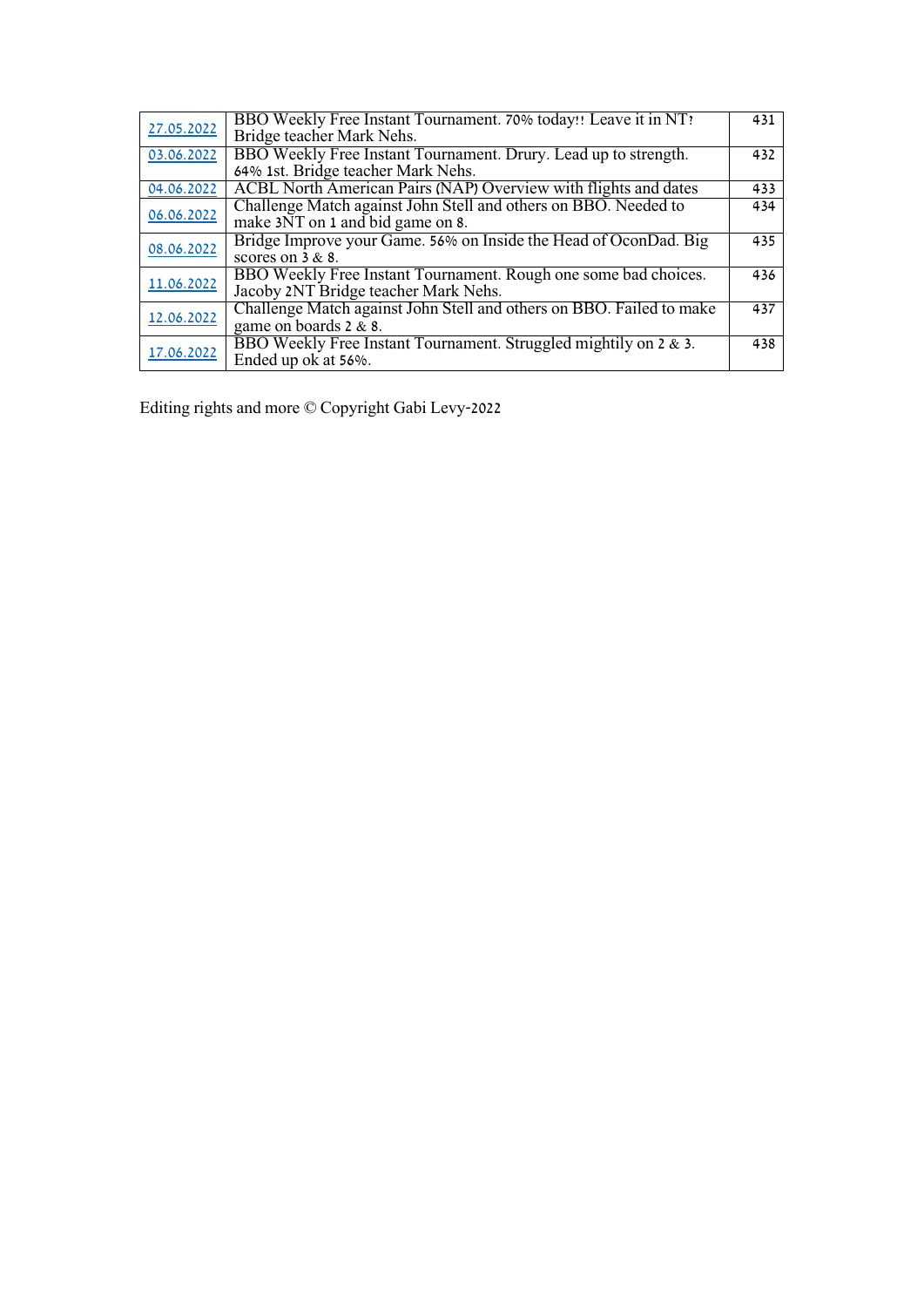| | | |
|---|---|---|
| 27.05.2022 | BBO Weekly Free Instant Tournament. 70% today!! Leave it in NT? Bridge teacher Mark Nehs. | 431 |
| 03.06.2022 | BBO Weekly Free Instant Tournament. Drury. Lead up to strength. 64% 1st. Bridge teacher Mark Nehs. | 432 |
| 04.06.2022 | ACBL North American Pairs (NAP) Overview with flights and dates | 433 |
| 06.06.2022 | Challenge Match against John Stell and others on BBO. Needed to make 3NT on 1 and bid game on 8. | 434 |
| 08.06.2022 | Bridge Improve your Game. 56% on Inside the Head of OconDad. Big scores on 3 & 8. | 435 |
| 11.06.2022 | BBO Weekly Free Instant Tournament. Rough one some bad choices. Jacoby 2NT Bridge teacher Mark Nehs. | 436 |
| 12.06.2022 | Challenge Match against John Stell and others on BBO. Failed to make game on boards 2 & 8. | 437 |
| 17.06.2022 | BBO Weekly Free Instant Tournament. Struggled mightily on 2 & 3. Ended up ok at 56%. | 438 |

Editing rights and more © Copyright Gabi Levy-2022